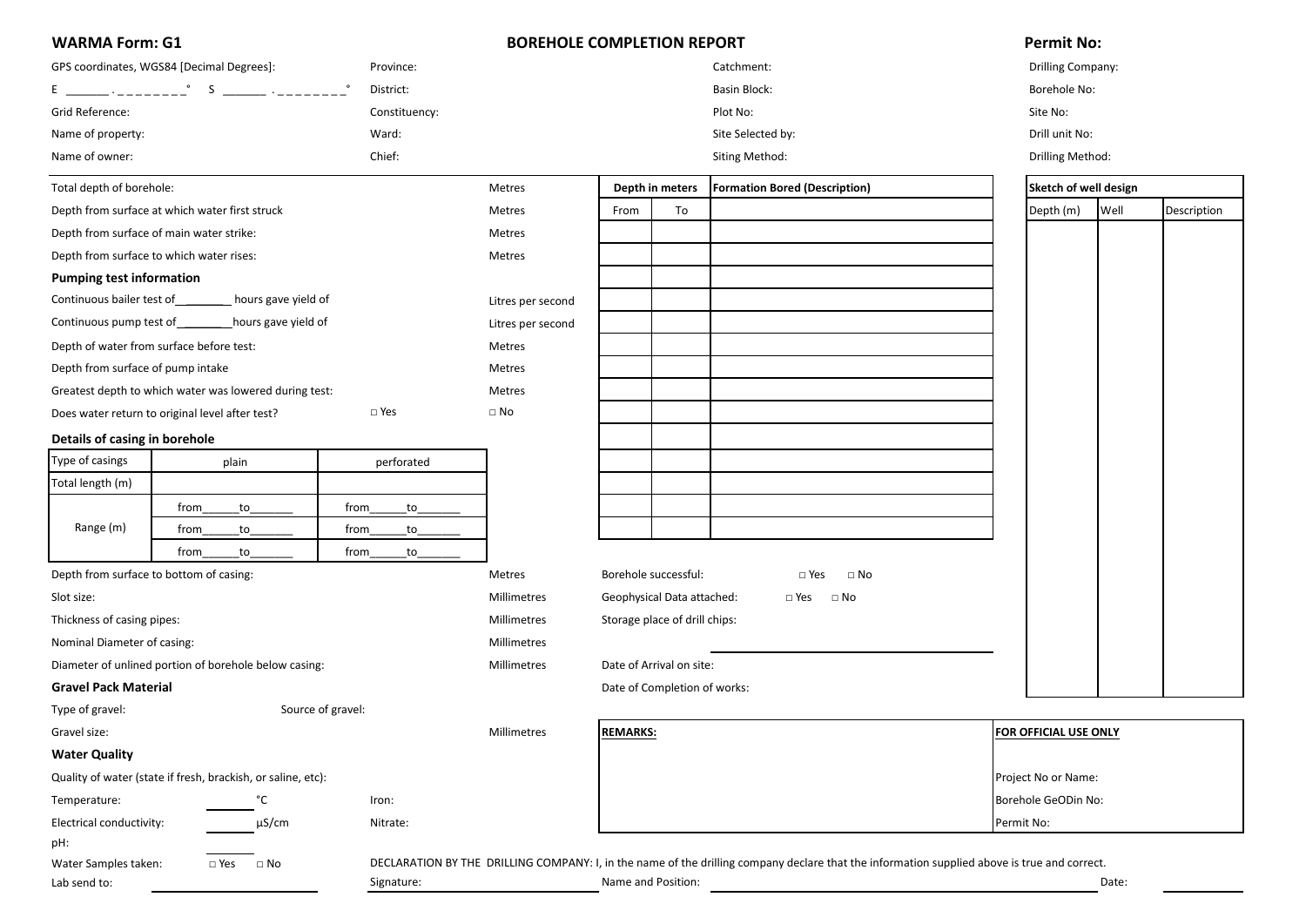**WARMA Form: G1**

# BOREHOLE COMPLETION REPORT

**Permit No:**

GPS coordinates, WGS84 [Decimal Degrees]:

E _______ . _ _ _ _ _ _ _ _° S _______ . _ _ _ _ _ _ _ _°

Grid Reference:

Name of property:

Name of owner:

Province:

District:

Constituency:

Ward:

Chief:

Catchment:

Basin Block:

Plot No:

Site Selected by:

Siting Method:

Drilling Company:

Borehole No:

Site No:

Drill unit No:

Drilling Method:

| | |
|---|---|
| Total depth of borehole: | Metres |
| Depth from surface at which water first struck | Metres |
| Depth from surface of main water strike: | Metres |
| Depth from surface to which water rises: | Metres |

**Pumping test information**

| | |
|---|---|
| Continuous bailer test of________ hours gave yield of | Litres per second |
| Continuous pump test of________hours gave yield of | Litres per second |
| Depth of water from surface before test: | Metres |
| Depth from surface of pump intake | Metres |
| Greatest depth to which water was lowered during test: | Metres |
| Does water return to original level after test? □ Yes | □ No |

**Details of casing in borehole**

| Type of casings | plain | perforated |
|---|---|---|
| Total length (m) | | |
| Range (m) | from______to_______ | from______to_______ |
| | from______to_______ | from______to_______ |
| | from______to_______ | from______to_______ |

| | |
|---|---|
| Depth from surface to bottom of casing: | Metres |
| Slot size: | Millimetres |
| Thickness of casing pipes: | Millimetres |
| Nominal Diameter of casing: | Millimetres |
| Diameter of unlined portion of borehole below casing: | Millimetres |

**Gravel Pack Material**

Type of gravel: Source of gravel:

Gravel size: Millimetres

**Water Quality**

Quality of water (state if fresh, brackish, or saline, etc):

Temperature: ______ °C Iron:

Electrical conductivity: ______ µS/cm Nitrate:

pH: ______

Water Samples taken: □ Yes □ No

Lab send to: ____________________

| Depth in meters | | Formation Bored (Description) |
|---|---|---|
| From | To | |
| | | |
| | | |
| | | |
| | | |
| | | |
| | | |
| | | |
| | | |
| | | |
| | | |
| | | |
| | | |
| | | |
| | | |

Borehole successful: □ Yes □ No

Geophysical Data attached: □ Yes □ No

Storage place of drill chips: ____________________

Date of Arrival on site:

Date of Completion of works:

| Sketch of well design | | |
|---|---|---|
| Depth (m) | Well | Description |
| | | |

**REMARKS:**

**FOR OFFICIAL USE ONLY**

Project No or Name:

Borehole GeODin No:

Permit No:

DECLARATION BY THE DRILLING COMPANY: I, in the name of the drilling company declare that the information supplied above is true and correct.

Signature: ____________________ Name and Position: ____________________ Date: __________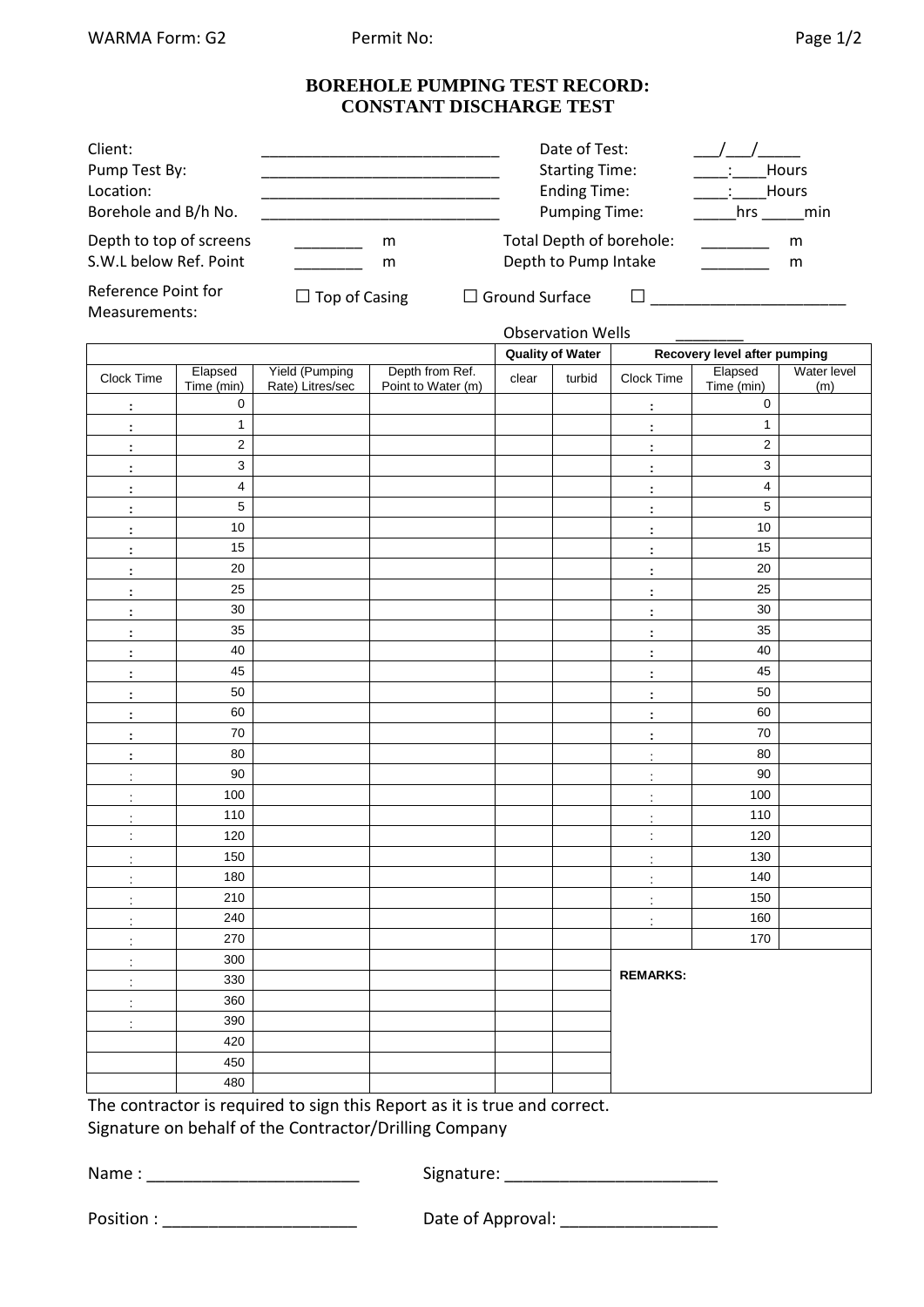WARMA Form: G2 Permit No:

# BOREHOLE PUMPING TEST RECORD: CONSTANT DISCHARGE TEST

| | | | |
|---|---|---|---|
| Client: | ____________________________ | Date of Test: | ___/___/_____ |
| Pump Test By: | ____________________________ | Starting Time: | ____:____Hours |
| Location: | ____________________________ | Ending Time: | ____:____Hours |
| Borehole and B/h No. | ____________________________ | Pumping Time: | _____hrs _____min |

Depth to top of screens ________ m Total Depth of borehole: ________ m

S.W.L below Ref. Point ________ m Depth to Pump Intake ________ m

Reference Point for Measurements: ☐ Top of Casing ☐ Ground Surface ☐ _______________________

Observation Wells ________

| | | | | Quality of Water | | Recovery level after pumping | | |
|---|---|---|---|---|---|---|---|---|
| Clock Time | Elapsed Time (min) | Yield (Pumping Rate) Litres/sec | Depth from Ref. Point to Water (m) | clear | turbid | Clock Time | Elapsed Time (min) | Water level (m) |
| : | 0 | | | | | : | 0 | |
| : | 1 | | | | | : | 1 | |
| : | 2 | | | | | : | 2 | |
| : | 3 | | | | | : | 3 | |
| : | 4 | | | | | : | 4 | |
| : | 5 | | | | | : | 5 | |
| : | 10 | | | | | : | 10 | |
| : | 15 | | | | | : | 15 | |
| : | 20 | | | | | : | 20 | |
| : | 25 | | | | | : | 25 | |
| : | 30 | | | | | : | 30 | |
| : | 35 | | | | | : | 35 | |
| : | 40 | | | | | : | 40 | |
| : | 45 | | | | | : | 45 | |
| : | 50 | | | | | : | 50 | |
| : | 60 | | | | | : | 60 | |
| : | 70 | | | | | : | 70 | |
| : | 80 | | | | | : | 80 | |
| : | 90 | | | | | : | 90 | |
| : | 100 | | | | | : | 100 | |
| : | 110 | | | | | : | 110 | |
| : | 120 | | | | | : | 120 | |
| : | 150 | | | | | : | 130 | |
| : | 180 | | | | | : | 140 | |
| : | 210 | | | | | : | 150 | |
| : | 240 | | | | | : | 160 | |
| : | 270 | | | | | | 170 | |
| : | 300 | | | | | | | |
| : | 330 | | | | | **REMARKS:** | | |
| : | 360 | | | | | | | |
| : | 390 | | | | | | | |
| | 420 | | | | | | | |
| | 450 | | | | | | | |
| | 480 | | | | | | | |

The contractor is required to sign this Report as it is true and correct.
Signature on behalf of the Contractor/Drilling Company

Name : _______________________ Signature: _______________________

Position : _____________________ Date of Approval: _________________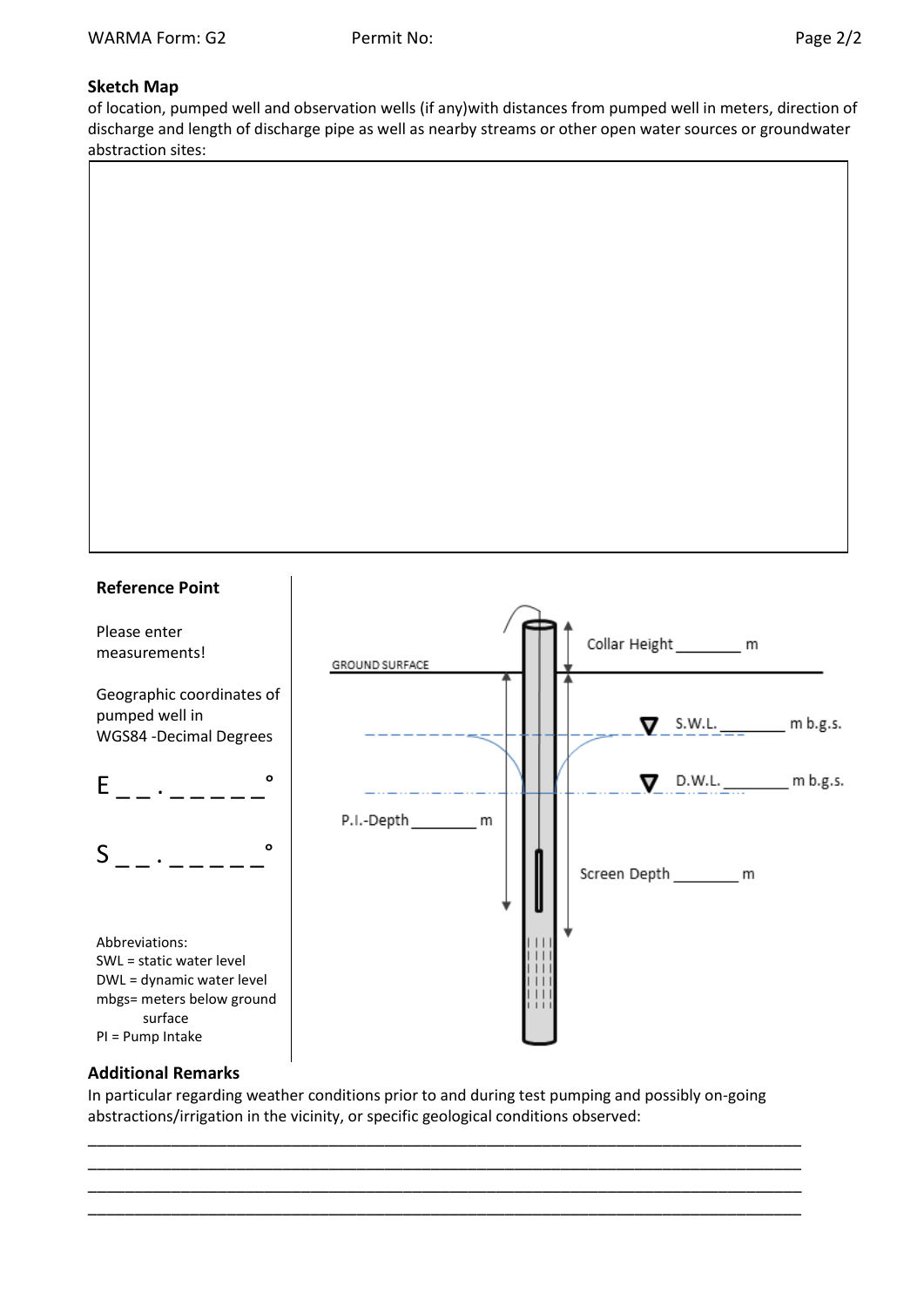**Sketch Map**

of location, pumped well and observation wells (if any)with distances from pumped well in meters, direction of discharge and length of discharge pipe as well as nearby streams or other open water sources or groundwater abstraction sites:

**Reference Point**

Please enter measurements!

Geographic coordinates of pumped well in WGS84 -Decimal Degrees

E _ _ . _ _ _ _ _ °

S _ _ . _ _ _ _ _ °

Abbreviations:
SWL = static water level
DWL = dynamic water level
mbgs= meters below ground surface
PI = Pump Intake

GROUND SURFACE

Collar Height ________ m

S.W.L. ________ m b.g.s.

D.W.L. ________ m b.g.s.

P.I.-Depth ________ m

Screen Depth ________ m

**Additional Remarks**

In particular regarding weather conditions prior to and during test pumping and possibly on-going abstractions/irrigation in the vicinity, or specific geological conditions observed:

_____________________________________________________________________________________

_____________________________________________________________________________________

_____________________________________________________________________________________

_____________________________________________________________________________________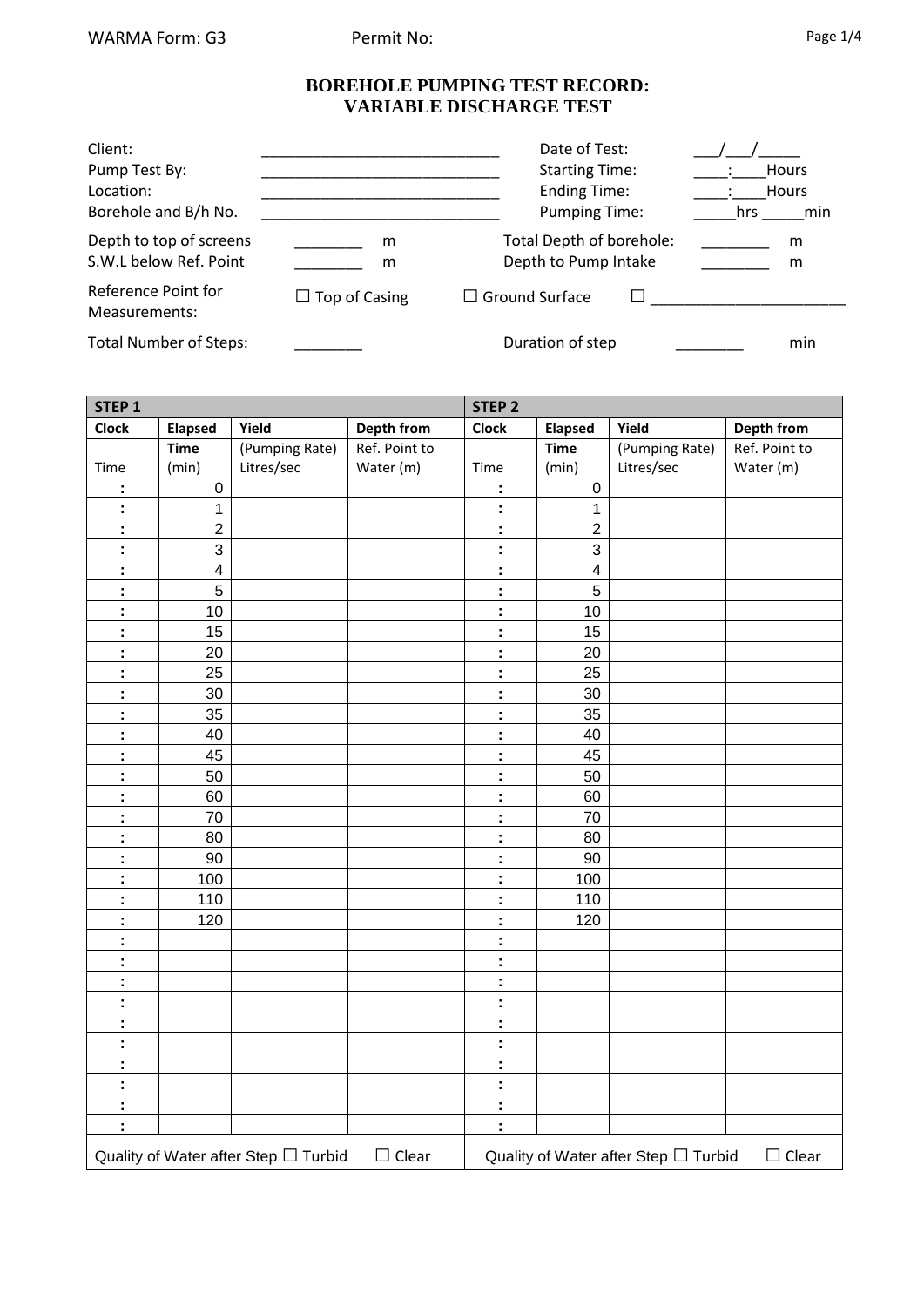WARMA Form: G3 Permit No:

# BOREHOLE PUMPING TEST RECORD: VARIABLE DISCHARGE TEST

| | | | |
|---|---|---|---|
| Client: | ____________________________ | Date of Test: | ___/___/_____ |
| Pump Test By: | ____________________________ | Starting Time: | ____:____Hours |
| Location: | ____________________________ | Ending Time: | ____:____Hours |
| Borehole and B/h No. | ____________________________ | Pumping Time: | _____hrs _____min |

Depth to top of screens ________ m     Total Depth of borehole: ________ m

S.W.L below Ref. Point ________ m     Depth to Pump Intake ________ m

Reference Point for Measurements: ☐ Top of Casing ☐ Ground Surface ☐ ______________________

Total Number of Steps: ________     Duration of step ________ min

| STEP 1 | | | | STEP 2 | | | |
|---|---|---|---|---|---|---|---|
| **Clock** Time | **Elapsed Time** (min) | **Yield** (Pumping Rate) Litres/sec | **Depth from** Ref. Point to Water (m) | **Clock** Time | **Elapsed Time** (min) | **Yield** (Pumping Rate) Litres/sec | **Depth from** Ref. Point to Water (m) |
| : | 0 | | | : | 0 | | |
| : | 1 | | | : | 1 | | |
| : | 2 | | | : | 2 | | |
| : | 3 | | | : | 3 | | |
| : | 4 | | | : | 4 | | |
| : | 5 | | | : | 5 | | |
| : | 10 | | | : | 10 | | |
| : | 15 | | | : | 15 | | |
| : | 20 | | | : | 20 | | |
| : | 25 | | | : | 25 | | |
| : | 30 | | | : | 30 | | |
| : | 35 | | | : | 35 | | |
| : | 40 | | | : | 40 | | |
| : | 45 | | | : | 45 | | |
| : | 50 | | | : | 50 | | |
| : | 60 | | | : | 60 | | |
| : | 70 | | | : | 70 | | |
| : | 80 | | | : | 80 | | |
| : | 90 | | | : | 90 | | |
| : | 100 | | | : | 100 | | |
| : | 110 | | | : | 110 | | |
| : | 120 | | | : | 120 | | |
| : | | | | : | | | |
| : | | | | : | | | |
| : | | | | : | | | |
| : | | | | : | | | |
| : | | | | : | | | |
| : | | | | : | | | |
| : | | | | : | | | |
| : | | | | : | | | |
| : | | | | : | | | |
| : | | | | : | | | |
| Quality of Water after Step ☐ Turbid ☐ Clear | | | | Quality of Water after Step ☐ Turbid ☐ Clear | | | |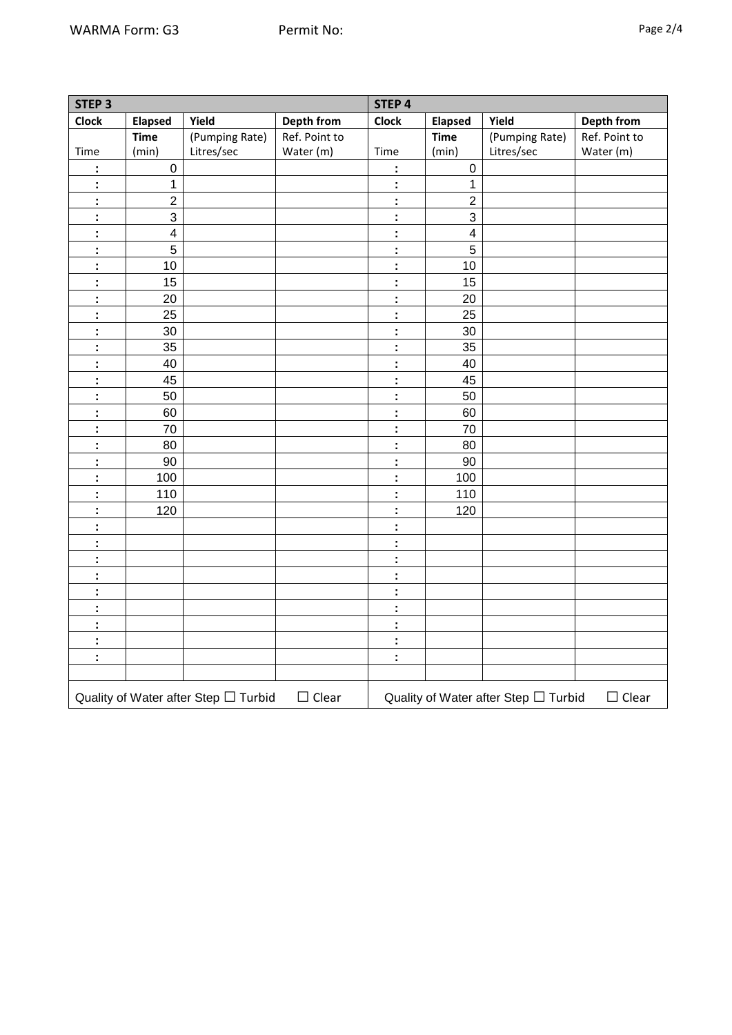| STEP 3 | | | | STEP 4 | | | |
|---|---|---|---|---|---|---|---|
| **Clock** Time | **Elapsed Time** (min) | **Yield** (Pumping Rate) Litres/sec | **Depth from** Ref. Point to Water (m) | **Clock** Time | **Elapsed Time** (min) | **Yield** (Pumping Rate) Litres/sec | **Depth from** Ref. Point to Water (m) |
| : | 0 | | | : | 0 | | |
| : | 1 | | | : | 1 | | |
| : | 2 | | | : | 2 | | |
| : | 3 | | | : | 3 | | |
| : | 4 | | | : | 4 | | |
| : | 5 | | | : | 5 | | |
| : | 10 | | | : | 10 | | |
| : | 15 | | | : | 15 | | |
| : | 20 | | | : | 20 | | |
| : | 25 | | | : | 25 | | |
| : | 30 | | | : | 30 | | |
| : | 35 | | | : | 35 | | |
| : | 40 | | | : | 40 | | |
| : | 45 | | | : | 45 | | |
| : | 50 | | | : | 50 | | |
| : | 60 | | | : | 60 | | |
| : | 70 | | | : | 70 | | |
| : | 80 | | | : | 80 | | |
| : | 90 | | | : | 90 | | |
| : | 100 | | | : | 100 | | |
| : | 110 | | | : | 110 | | |
| : | 120 | | | : | 120 | | |
| : | | | | : | | | |
| : | | | | : | | | |
| : | | | | : | | | |
| : | | | | : | | | |
| : | | | | : | | | |
| : | | | | : | | | |
| : | | | | : | | | |
| : | | | | : | | | |
| : | | | | : | | | |
| | | | | | | | |
| Quality of Water after Step ☐ Turbid ☐ Clear | | | | Quality of Water after Step ☐ Turbid ☐ Clear | | | |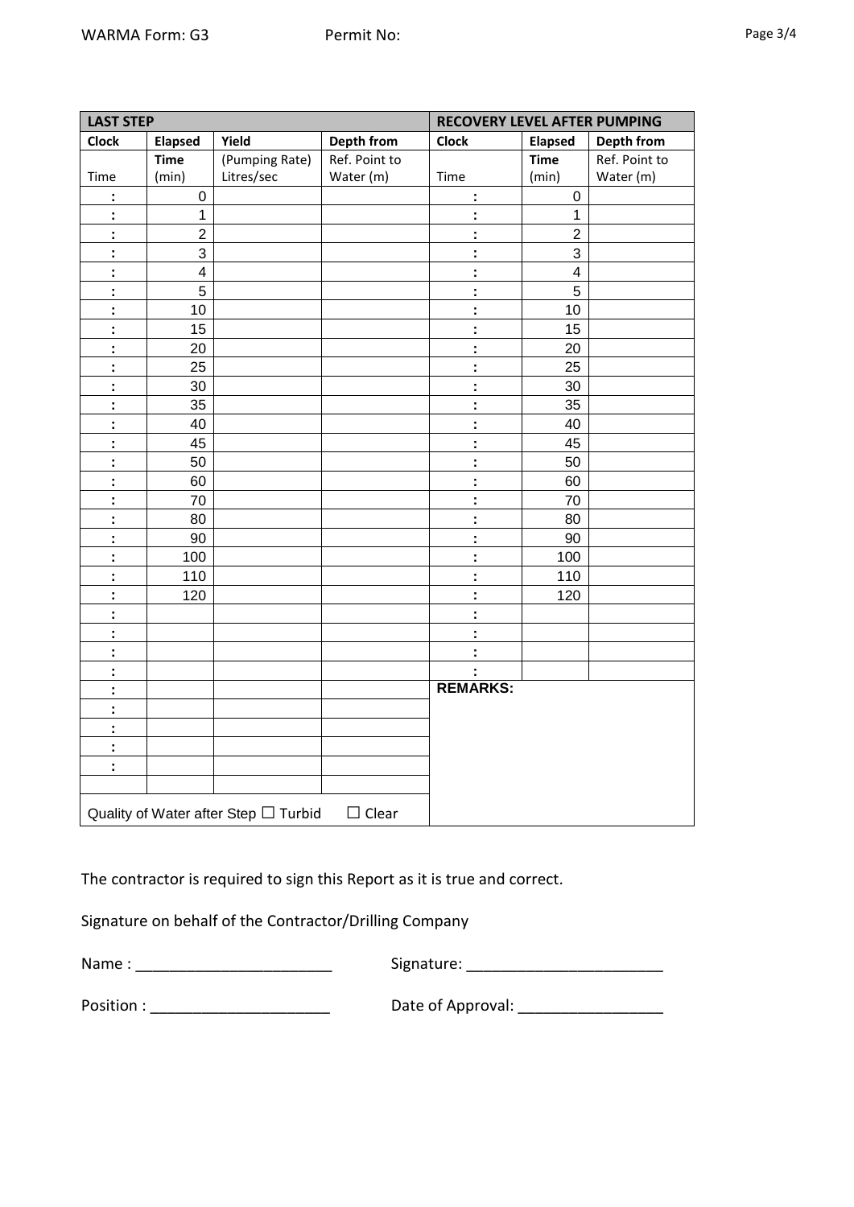| LAST STEP | | | | RECOVERY LEVEL AFTER PUMPING | | |
|---|---|---|---|---|---|---|
| **Clock** Time | **Elapsed Time** (min) | **Yield** (Pumping Rate) Litres/sec | **Depth from** Ref. Point to Water (m) | **Clock** Time | **Elapsed Time** (min) | **Depth from** Ref. Point to Water (m) |
| : | 0 | | | : | 0 | |
| : | 1 | | | : | 1 | |
| : | 2 | | | : | 2 | |
| : | 3 | | | : | 3 | |
| : | 4 | | | : | 4 | |
| : | 5 | | | : | 5 | |
| : | 10 | | | : | 10 | |
| : | 15 | | | : | 15 | |
| : | 20 | | | : | 20 | |
| : | 25 | | | : | 25 | |
| : | 30 | | | : | 30 | |
| : | 35 | | | : | 35 | |
| : | 40 | | | : | 40 | |
| : | 45 | | | : | 45 | |
| : | 50 | | | : | 50 | |
| : | 60 | | | : | 60 | |
| : | 70 | | | : | 70 | |
| : | 80 | | | : | 80 | |
| : | 90 | | | : | 90 | |
| : | 100 | | | : | 100 | |
| : | 110 | | | : | 110 | |
| : | 120 | | | : | 120 | |
| : | | | | : | | |
| : | | | | : | | |
| : | | | | : | | |
| : | | | | : | | |
| : | | | | **REMARKS:** | | |
| : | | | | | | |
| : | | | | | | |
| : | | | | | | |
| : | | | | | | |
| | | | | | | |
| Quality of Water after Step ☐ Turbid ☐ Clear | | | | | | |

The contractor is required to sign this Report as it is true and correct.

Signature on behalf of the Contractor/Drilling Company

Name : _______________________ Signature: _______________________

Position : _____________________ Date of Approval: ________________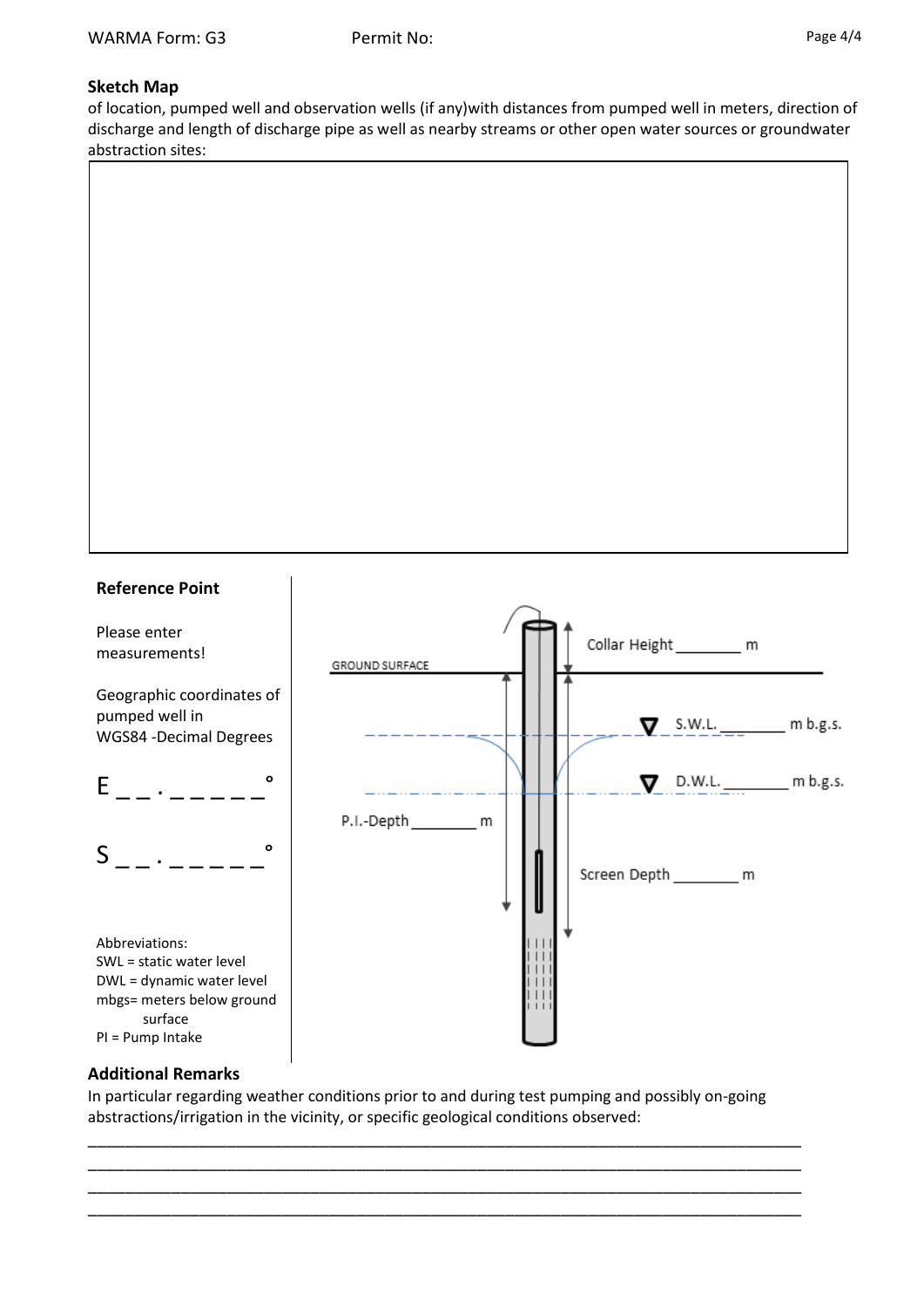WARMA Form: G3 Permit No:

## Sketch Map

of location, pumped well and observation wells (if any)with distances from pumped well in meters, direction of discharge and length of discharge pipe as well as nearby streams or other open water sources or groundwater abstraction sites:

## Reference Point

Please enter measurements!

Geographic coordinates of pumped well in WGS84 -Decimal Degrees

E _ _ . _ _ _ _ _ °

S _ _ . _ _ _ _ _ °

Abbreviations:
SWL = static water level
DWL = dynamic water level
mbgs= meters below ground surface
PI = Pump Intake

Collar Height ________ m

GROUND SURFACE

S.W.L. ________ m b.g.s.

D.W.L. ________ m b.g.s.

P.I.-Depth ________ m

Screen Depth ________ m

## Additional Remarks

In particular regarding weather conditions prior to and during test pumping and possibly on-going abstractions/irrigation in the vicinity, or specific geological conditions observed:

_______________________________________________________________________________

_______________________________________________________________________________

_______________________________________________________________________________

_______________________________________________________________________________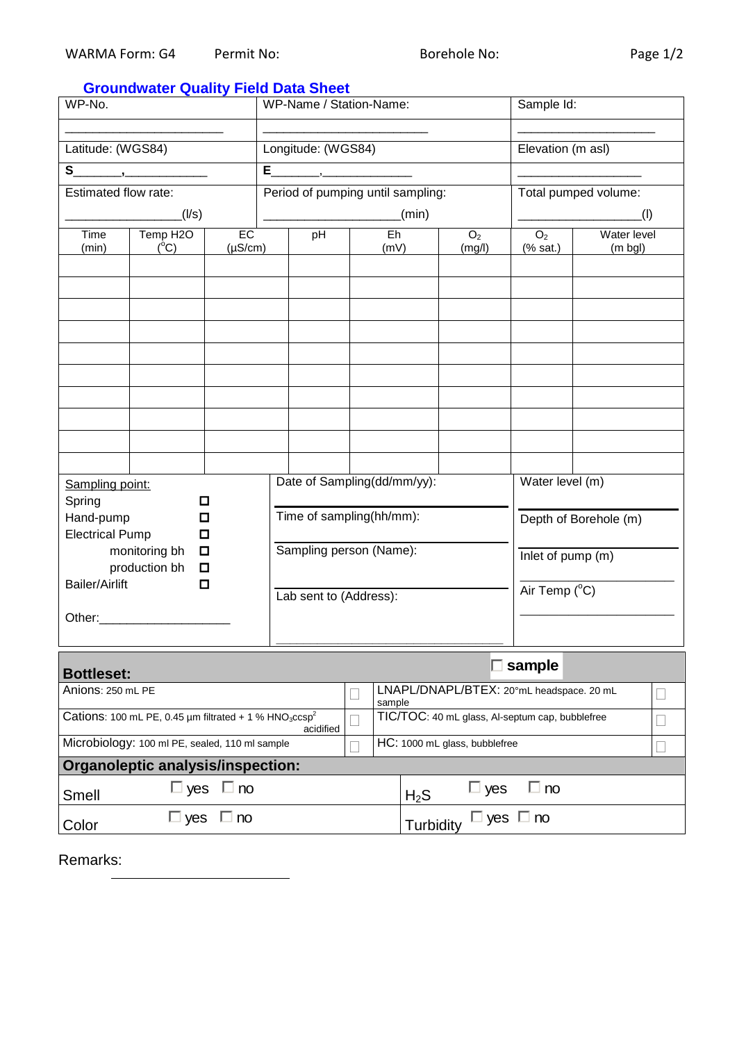WARMA Form: G4 Permit No: Borehole No:

## Groundwater Quality Field Data Sheet

| WP-No. | WP-Name / Station-Name: | Sample Id: |
|---|---|---|
| ______________________ | ______________________ | ___________________ |
| Latitude: (WGS84) | Longitude: (WGS84) | Elevation (m asl) |
| S_______,___________ | E_______,_____________ | _________________ |
| Estimated flow rate: _______________(l/s) | Period of pumping until sampling: ___________________(min) | Total pumped volume: _________________(l) |

| Time (min) | Temp H2O (°C) | EC (µS/cm) | pH | Eh (mV) | $O_2$ (mg/l) | $O_2$ (% sat.) | Water level (m bgl) |
|---|---|---|---|---|---|---|---|
| | | | | | | | |
| | | | | | | | |
| | | | | | | | |
| | | | | | | | |
| | | | | | | | |
| | | | | | | | |
| | | | | | | | |
| | | | | | | | |
| | | | | | | | |
| | | | | | | | |

| | | |
|---|---|---|
| Sampling point: | Date of Sampling(dd/mm/yy): | Water level (m) |
| Spring ☐ | | |
| Hand-pump ☐ | Time of sampling(hh/mm): | Depth of Borehole (m) |
| Electrical Pump ☐ | | |
| monitoring bh ☐ | Sampling person (Name): | Inlet of pump (m) |
| production bh ☐ | | |
| Bailer/Airlift ☐ | Lab sent to (Address): | Air Temp (°C) |
| Other:__________________ | ______________________________ | |

| Bottleset: | | ☐ sample | |
|---|---|---|---|
| Anions: 250 mL PE | ☐ | LNAPL/DNAPL/BTEX: 20°mL headspace. 20 mL sample | ☐ |
| Cations: 100 mL PE, 0.45 µm filtrated + 1 % $HNO_3$ccsp[2] acidified | ☐ | TIC/TOC: 40 mL glass, Al-septum cap, bubblefree | ☐ |
| Microbiology: 100 ml PE, sealed, 110 ml sample | ☐ | HC: 1000 mL glass, bubblefree | ☐ |

| Organoleptic analysis/inspection: | | | |
|---|---|---|---|
| Smell | ☐ yes ☐ no | $H_2S$ | ☐ yes ☐ no |
| Color | ☐ yes ☐ no | Turbidity | ☐ yes ☐ no |

Remarks:

_______________________